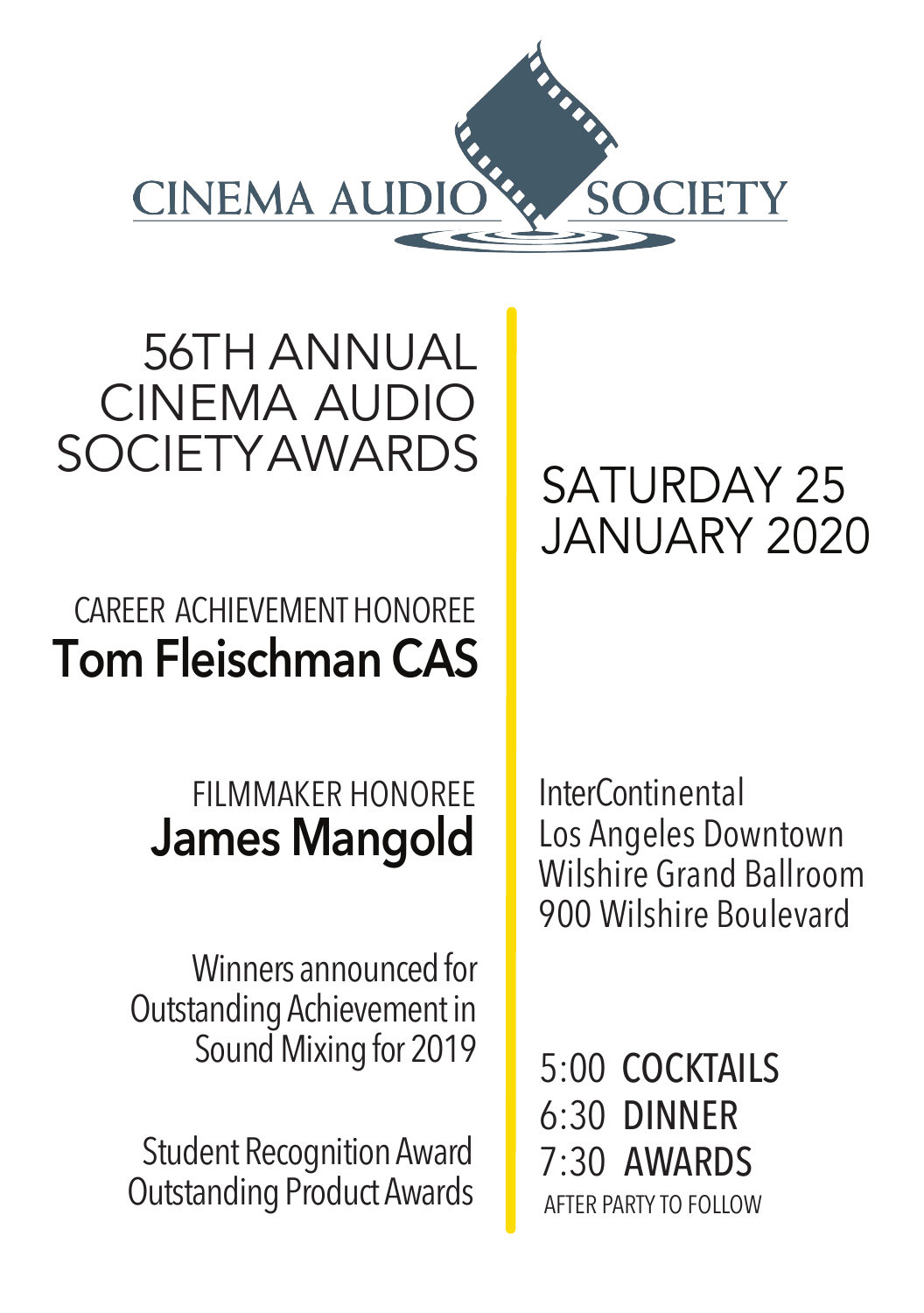CINEMA AUDIO SOCIETY

# 56TH ANNUAL CINEMA AUDIO SOCIETY AWARDS

CAREER ACHIEVEMENT HONOREE
**Tom Fleischman CAS**

FILMMAKER HONOREE
**James Mangold**

Winners announced for Outstanding Achievement in Sound Mixing for 2019

Student Recognition Award
Outstanding Product Awards

## SATURDAY 25 JANUARY 2020

InterContinental
Los Angeles Downtown
Wilshire Grand Ballroom
900 Wilshire Boulevard

5:00 COCKTAILS
6:30 DINNER
7:30 AWARDS
AFTER PARTY TO FOLLOW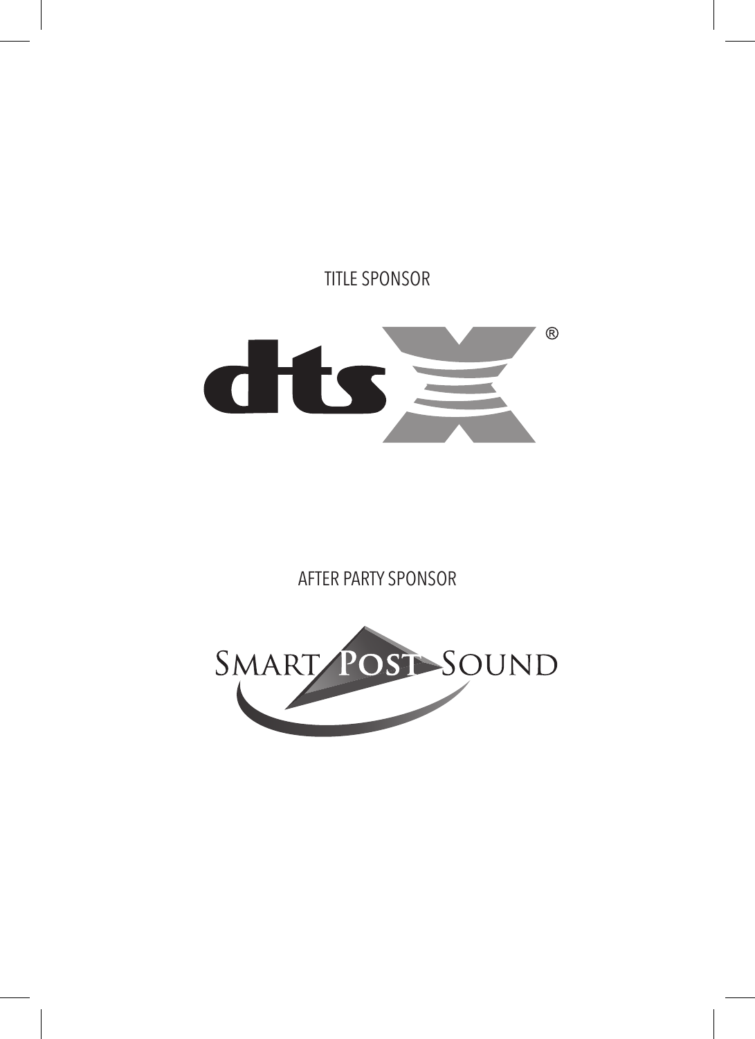TITLE SPONSOR

dts X®

AFTER PARTY SPONSOR

SMART POST SOUND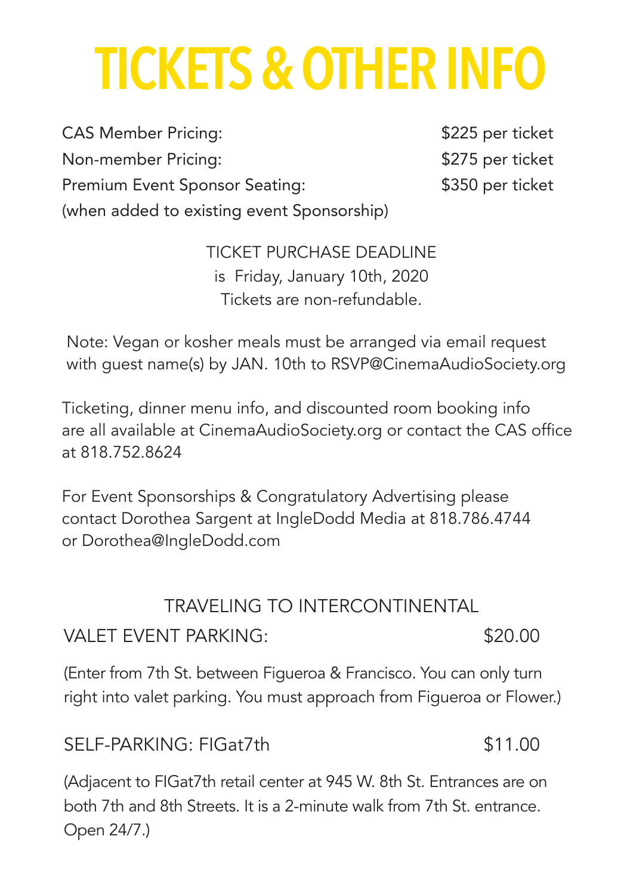# TICKETS & OTHER INFO

| | |
|---|---|
| CAS Member Pricing: | $225 per ticket |
| Non-member Pricing: | $275 per ticket |
| Premium Event Sponsor Seating: (when added to existing event Sponsorship) | $350 per ticket |

TICKET PURCHASE DEADLINE
is Friday, January 10th, 2020
Tickets are non-refundable.

Note: Vegan or kosher meals must be arranged via email request with guest name(s) by JAN. 10th to RSVP@CinemaAudioSociety.org

Ticketing, dinner menu info, and discounted room booking info are all available at CinemaAudioSociety.org or contact the CAS office at 818.752.8624

For Event Sponsorships & Congratulatory Advertising please contact Dorothea Sargent at IngleDodd Media at 818.786.4744 or Dorothea@IngleDodd.com

## TRAVELING TO INTERCONTINENTAL

VALET EVENT PARKING: $20.00

(Enter from 7th St. between Figueroa & Francisco. You can only turn right into valet parking. You must approach from Figueroa or Flower.)

SELF-PARKING: FIGat7th $11.00

(Adjacent to FIGat7th retail center at 945 W. 8th St. Entrances are on both 7th and 8th Streets. It is a 2-minute walk from 7th St. entrance. Open 24/7.)